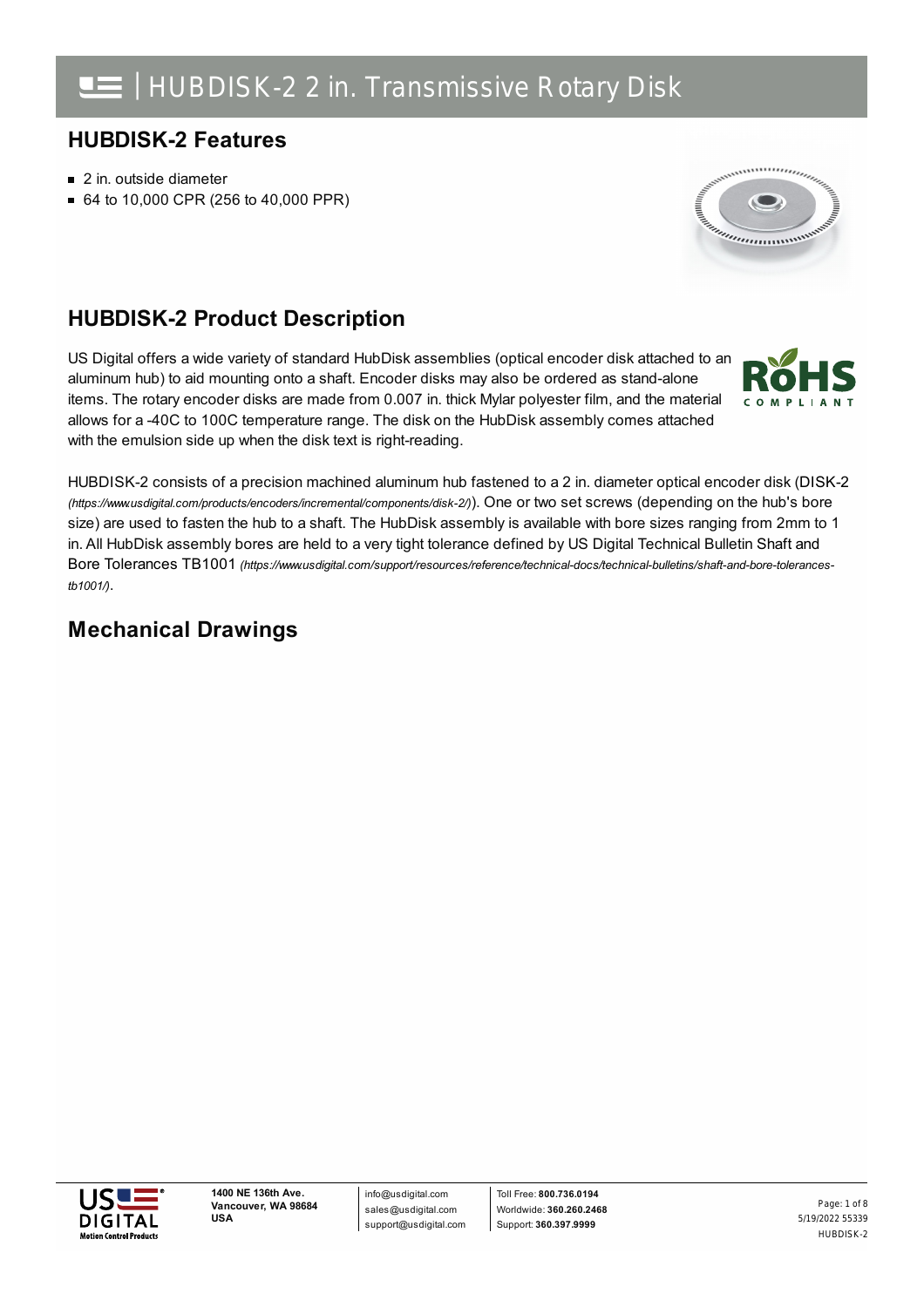# HUBDISK-2 2 in. Transmissive Rotary Disk

## HUBDISK-2 Features

- 2 in. outside diameter
- 64 to 10,000 CPR (256 to 40,000 PPR)

## HUBDISK-2 Product Description

US Digital offers a wide variety of standard HubDisk assemblies (optical encoder disk attached to an aluminum hub) to aid mounting onto a shaft. Encoder disks may also be ordered as stand-alone items. The rotary encoder disks are made from 0.007 in. thick Mylar polyester film, and the material allows for a -40C to 100C temperature range. The disk on the HubDisk assembly comes attached with the emulsion side up when the disk text is right-reading.

HUBDISK-2 consists of a precision machined aluminum hub fastened to a 2 in. diameter optical encoder disk (DISK-2 *(https://www.usdigital.com/products/encoders/incremental/components/disk-2/)*). One or two set screws (depending on the hub's bore size) are used to fasten the hub to a shaft. The HubDisk assembly is available with bore sizes ranging from 2mm to 1 in. All HubDisk assembly bores are held to a very tight tolerance defined by US Digital Technical Bulletin Shaft and Bore Tolerances TB1001 *(https://www.usdigital.com/support/resources/reference/technical-docs/technical-bulletins/shaft-and-bore-tolerances-tb1001/)*.

## Mechanical Drawings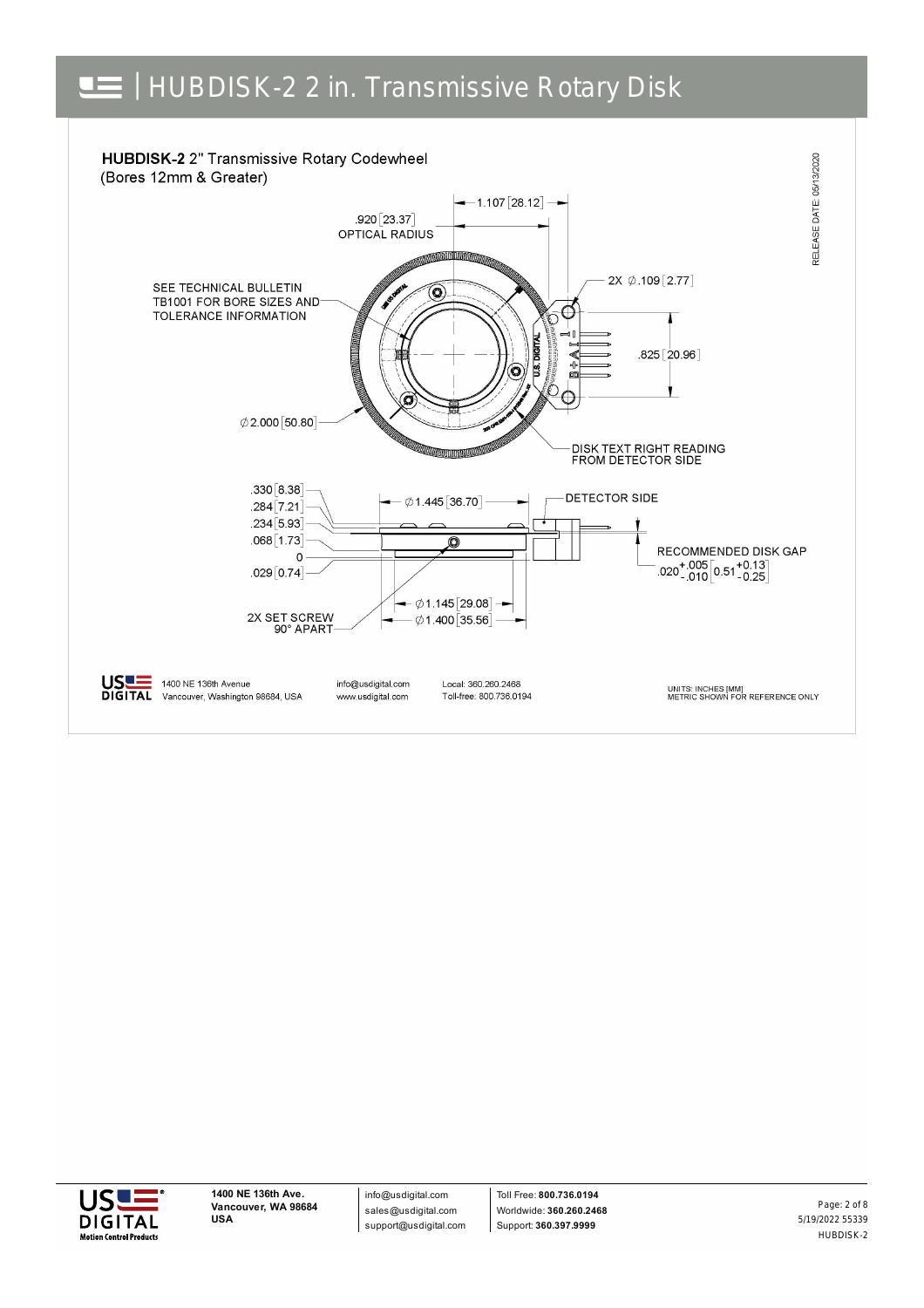# HUBDISK-2 2 in. Transmissive Rotary Disk

**HUBDISK-2** 2" Transmissive Rotary Codewheel
(Bores 12mm & Greater)

RELEASE DATE: 05/13/2020

1.107 [28.12]

.920 [23.37]
OPTICAL RADIUS

SEE TECHNICAL BULLETIN TB1001 FOR BORE SIZES AND TOLERANCE INFORMATION

2X ∅.109 [2.77]

.825 [20.96]

∅2.000 [50.80]

DISK TEXT RIGHT READING FROM DETECTOR SIDE

.330 [8.38]
.284 [7.21]
.234 [5.93]
.068 [1.73]
0
.029 [0.74]

∅1.445 [36.70]

DETECTOR SIDE

RECOMMENDED DISK GAP
$.020^{+.005}_{-.010}$ [$0.51^{+0.13}_{-0.25}$]

∅1.145 [29.08]
∅1.400 [35.56]

2X SET SCREW
90° APART

1400 NE 136th Avenue
Vancouver, Washington 98684, USA

info@usdigital.com
www.usdigital.com

Local: 360.260.2468
Toll-free: 800.736.0194

UNITS: INCHES [MM]
METRIC SHOWN FOR REFERENCE ONLY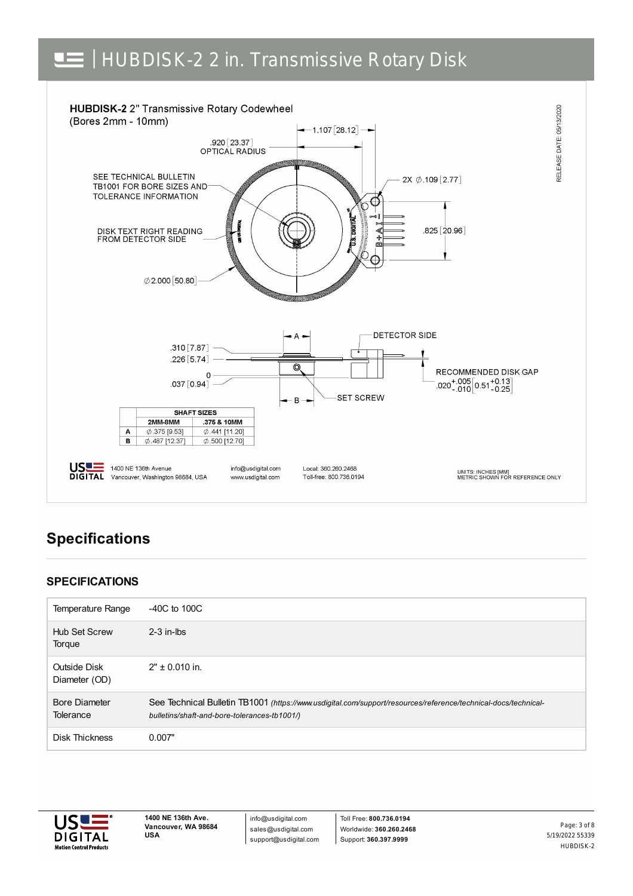# HUBDISK-2 2 in. Transmissive Rotary Disk

**HUBDISK-2** 2" Transmissive Rotary Codewheel
(Bores 2mm - 10mm)

.920 [23.37] OPTICAL RADIUS

1.107 [28.12]

SEE TECHNICAL BULLETIN TB1001 FOR BORE SIZES AND TOLERANCE INFORMATION

2X ∅.109 [2.77]

DISK TEXT RIGHT READING FROM DETECTOR SIDE

.825 [20.96]

∅2.000 [50.80]

RELEASE DATE: 05/13/2020

.310 [7.87]
.226 [5.74]
0
.037 [0.94]

A

B

DETECTOR SIDE

SET SCREW

RECOMMENDED DISK GAP
$.020^{+.005}_{-.010}$ $\left[0.51^{+0.13}_{-0.25}\right]$

| | SHAFT SIZES | |
|---|---|---|
| | 2MM-8MM | .375 & 10MM |
| A | ∅.375 [9.53] | ∅.441 [11.20] |
| B | ∅.487 [12.37] | ∅.500 [12.70] |

1400 NE 136th Avenue
Vancouver, Washington 98684, USA

info@usdigital.com
www.usdigital.com

Local: 360.260.2468
Toll-free: 800.736.0194

UNITS: INCHES [MM]
METRIC SHOWN FOR REFERENCE ONLY

## Specifications

### SPECIFICATIONS

| | |
|---|---|
| Temperature Range | -40C to 100C |
| Hub Set Screw Torque | 2-3 in-lbs |
| Outside Disk Diameter (OD) | 2" ± 0.010 in. |
| Bore Diameter Tolerance | See Technical Bulletin TB1001 *(https://www.usdigital.com/support/resources/reference/technical-docs/technical-bulletins/shaft-and-bore-tolerances-tb1001/)* |
| Disk Thickness | 0.007" |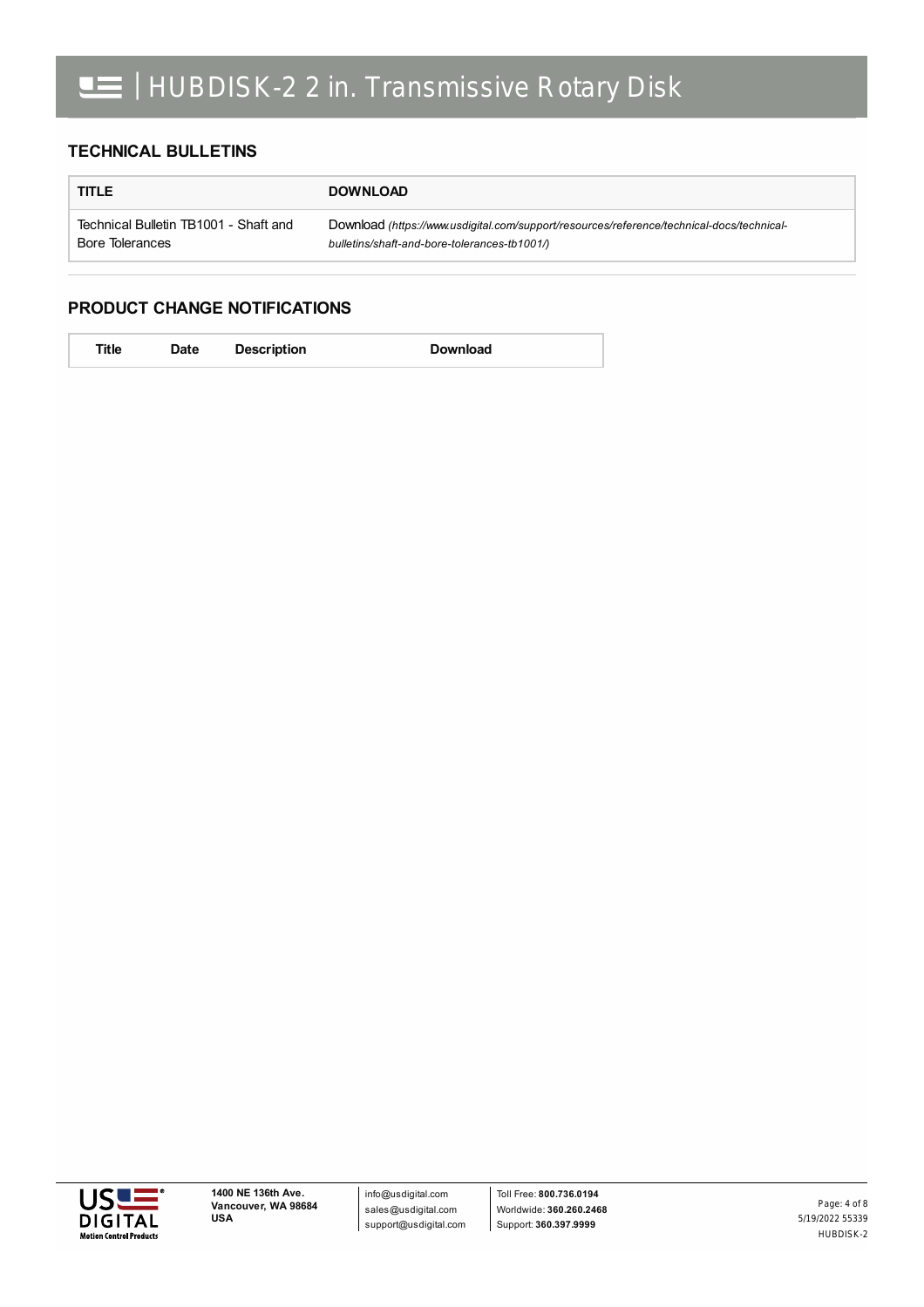## TECHNICAL BULLETINS

| TITLE | DOWNLOAD |
| --- | --- |
| Technical Bulletin TB1001 - Shaft and Bore Tolerances | Download *(https://www.usdigital.com/support/resources/reference/technical-docs/technical-bulletins/shaft-and-bore-tolerances-tb1001/)* |

## PRODUCT CHANGE NOTIFICATIONS

| Title | Date | Description | Download |
| --- | --- | --- | --- |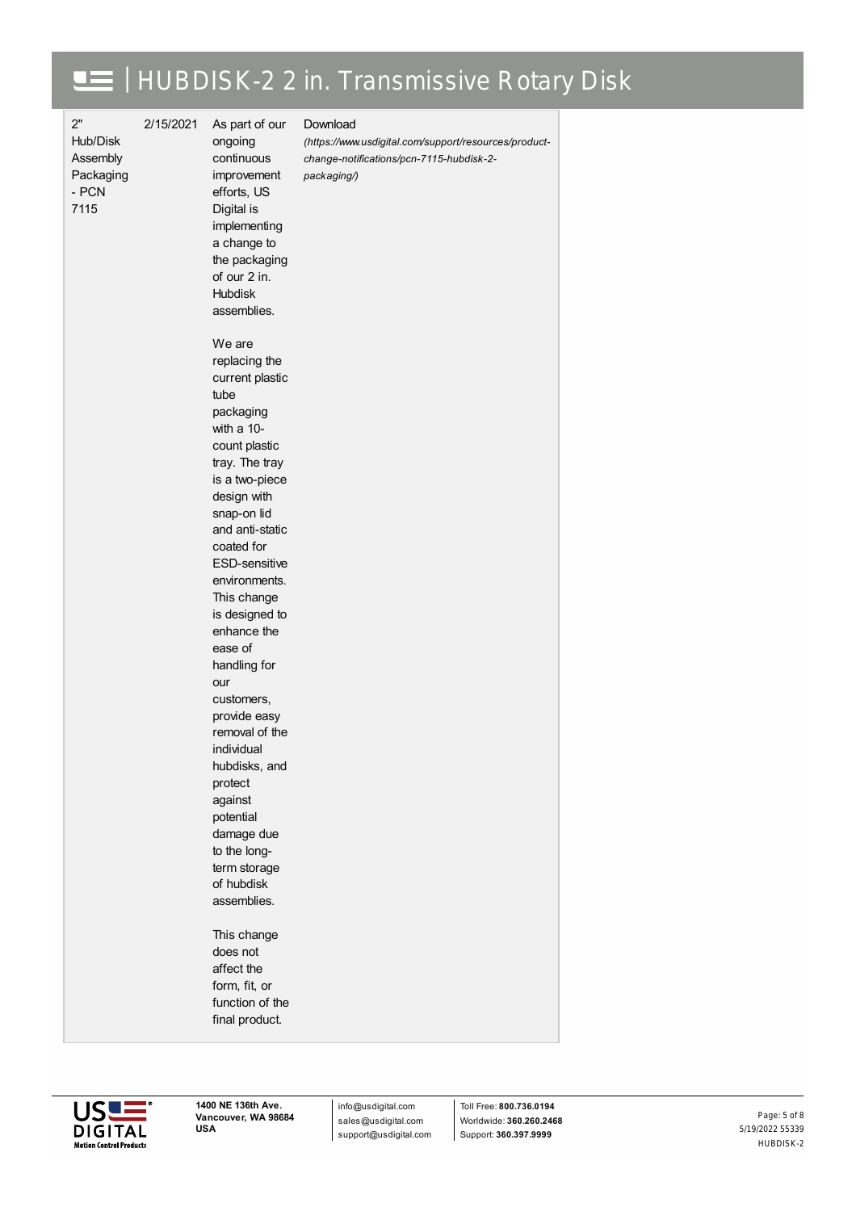| 2" Hub/Disk Assembly Packaging - PCN 7115 | 2/15/2021 | As part of our ongoing continuous improvement efforts, US Digital is implementing a change to the packaging of our 2 in. Hubdisk assemblies.<br><br>We are replacing the current plastic tube packaging with a 10-count plastic tray. The tray is a two-piece design with snap-on lid and anti-static coated for ESD-sensitive environments. This change is designed to enhance the ease of handling for our customers, provide easy removal of the individual hubdisks, and protect against potential damage due to the long-term storage of hubdisk assemblies.<br><br>This change does not affect the form, fit, or function of the final product. | Download *(https://www.usdigital.com/support/resources/product-change-notifications/pcn-7115-hubdisk-2-packaging/)* |
|---|---|---|---|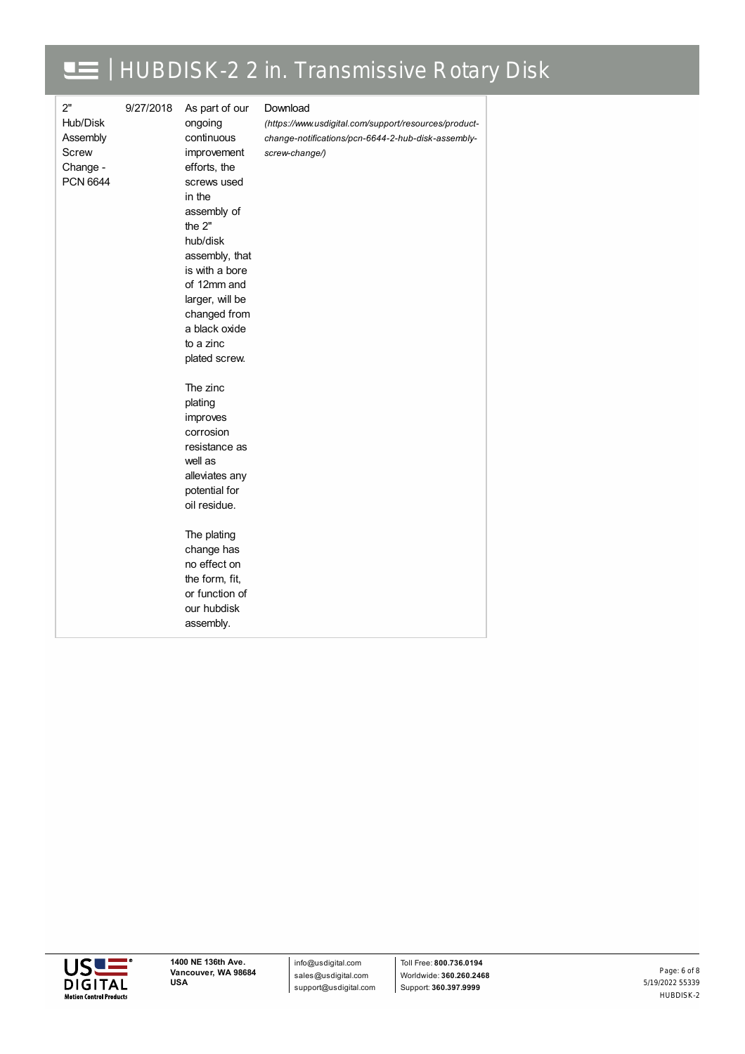| | | | |
|---|---|---|---|
| 2" Hub/Disk Assembly Screw Change - PCN 6644 | 9/27/2018 | As part of our ongoing continuous improvement efforts, the screws used in the assembly of the 2" hub/disk assembly, that is with a bore of 12mm and larger, will be changed from a black oxide to a zinc plated screw.<br><br>The zinc plating improves corrosion resistance as well as alleviates any potential for oil residue.<br><br>The plating change has no effect on the form, fit, or function of our hubdisk assembly. | Download *(https://www.usdigital.com/support/resources/product-change-notifications/pcn-6644-2-hub-disk-assembly-screw-change/)* |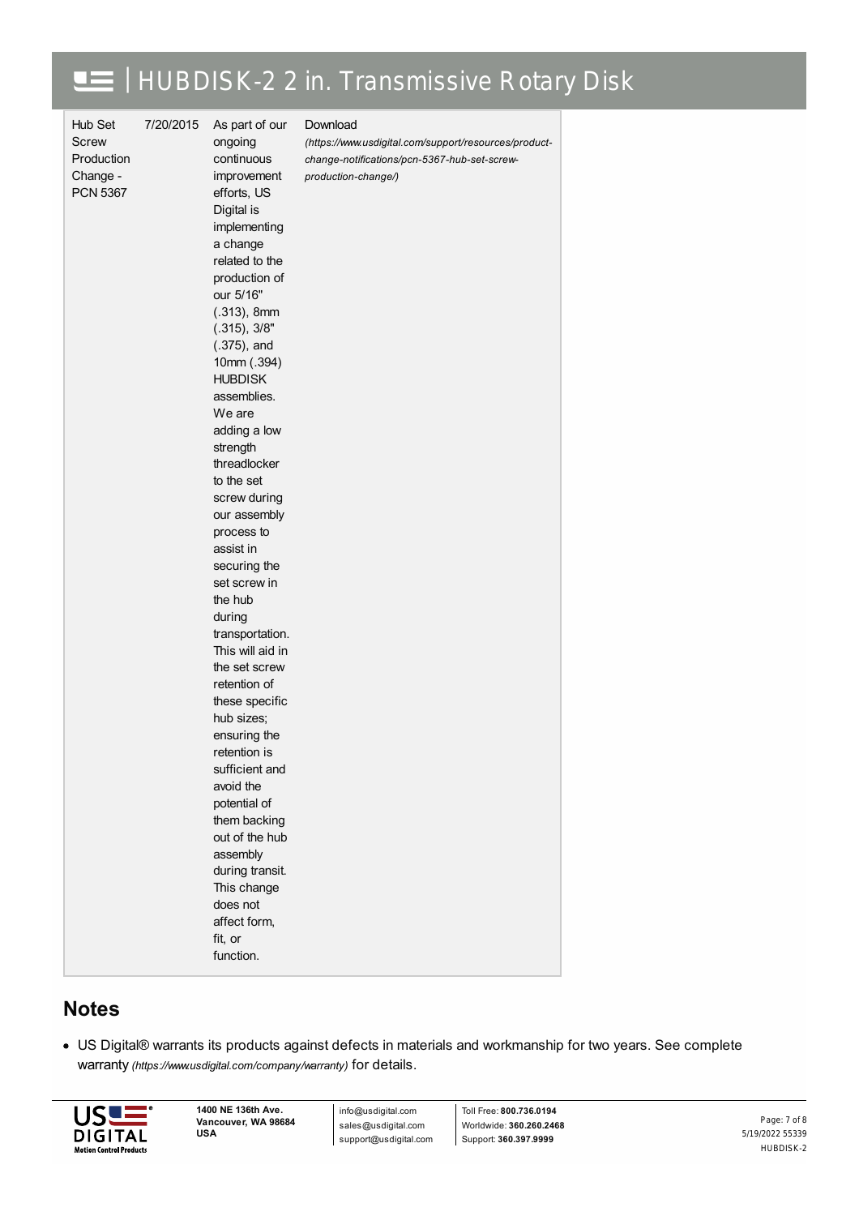| Hub Set Screw Production Change - PCN 5367 | 7/20/2015 | As part of our ongoing continuous improvement efforts, US Digital is implementing a change related to the production of our 5/16" (.313), 8mm (.315), 3/8" (.375), and 10mm (.394) HUBDISK assemblies. We are adding a low strength threadlocker to the set screw during our assembly process to assist in securing the set screw in the hub during transportation. This will aid in the set screw retention of these specific hub sizes; ensuring the retention is sufficient and avoid the potential of them backing out of the hub assembly during transit. This change does not affect form, fit, or function. | Download *(https://www.usdigital.com/support/resources/product-change-notifications/pcn-5367-hub-set-screw-production-change/)* |
|---|---|---|---|

## Notes

- US Digital® warrants its products against defects in materials and workmanship for two years. See complete warranty *(https://www.usdigital.com/company/warranty)* for details.